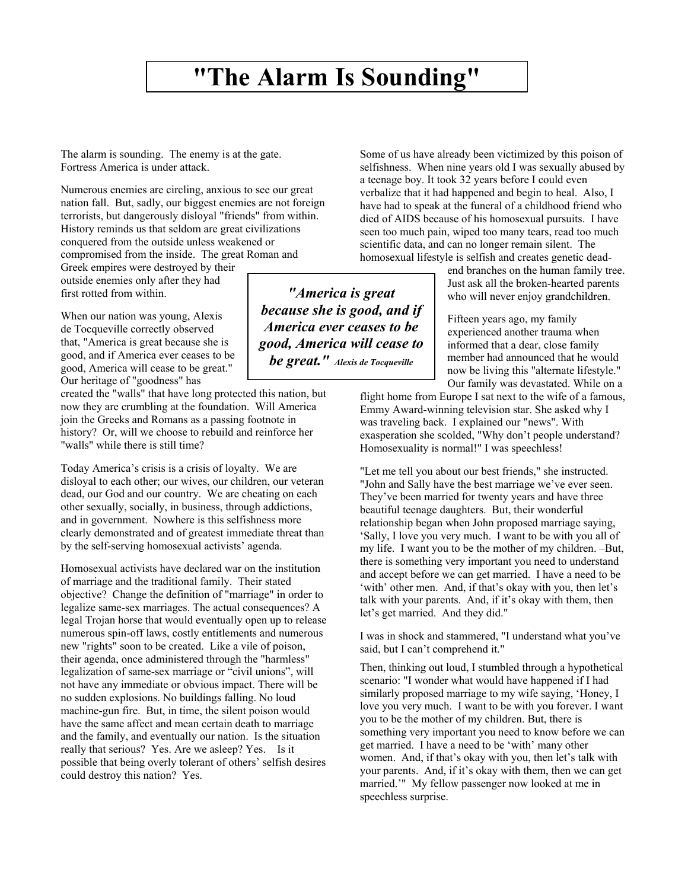# "The Alarm Is Sounding"

The alarm is sounding. The enemy is at the gate. Fortress America is under attack.

Numerous enemies are circling, anxious to see our great nation fall. But, sadly, our biggest enemies are not foreign terrorists, but dangerously disloyal "friends" from within. History reminds us that seldom are great civilizations conquered from the outside unless weakened or compromised from the inside. The great Roman and Greek empires were destroyed by their outside enemies only after they had first rotted from within.

When our nation was young, Alexis de Tocqueville correctly observed that, "America is great because she is good, and if America ever ceases to be good, America will cease to be great." Our heritage of "goodness" has created the "walls" that have long protected this nation, but now they are crumbling at the foundation. Will America join the Greeks and Romans as a passing footnote in history? Or, will we choose to rebuild and reinforce her "walls" while there is still time?

> ***"America is great because she is good, and if America ever ceases to be good, America will cease to be great."*** *Alexis de Tocqueville*

Today America's crisis is a crisis of loyalty. We are disloyal to each other; our wives, our children, our veteran dead, our God and our country. We are cheating on each other sexually, socially, in business, through addictions, and in government. Nowhere is this selfishness more clearly demonstrated and of greatest immediate threat than by the self-serving homosexual activists' agenda.

Homosexual activists have declared war on the institution of marriage and the traditional family. Their stated objective? Change the definition of "marriage" in order to legalize same-sex marriages. The actual consequences? A legal Trojan horse that would eventually open up to release numerous spin-off laws, costly entitlements and numerous new "rights" soon to be created. Like a vile of poison, their agenda, once administered through the "harmless" legalization of same-sex marriage or "civil unions", will not have any immediate or obvious impact. There will be no sudden explosions. No buildings falling. No loud machine-gun fire. But, in time, the silent poison would have the same affect and mean certain death to marriage and the family, and eventually our nation. Is the situation really that serious? Yes. Are we asleep? Yes. Is it possible that being overly tolerant of others' selfish desires could destroy this nation? Yes.

Some of us have already been victimized by this poison of selfishness. When nine years old I was sexually abused by a teenage boy. It took 32 years before I could even verbalize that it had happened and begin to heal. Also, I have had to speak at the funeral of a childhood friend who died of AIDS because of his homosexual pursuits. I have seen too much pain, wiped too many tears, read too much scientific data, and can no longer remain silent. The homosexual lifestyle is selfish and creates genetic dead-end branches on the human familyt tree. Just ask all the broken-hearted parents who will never enjoy grandchildren.

Fifteen years ago, my family experienced another trauma when informed that a dear, close family member had announced that he would now be living this "alternate lifestyle." Our family was devastated. While on a flight home from Europe I sat next to the wife of a famous, Emmy Award-winning television star. She asked why I was traveling back. I explained our "news". With exasperation she scolded, "Why don't people understand? Homosexuality is normal!" I was speechless!

"Let me tell you about our best friends," she instructed. "John and Sally have the best marriage we've ever seen. They've been married for twenty years and have three beautiful teenage daughters. But, their wonderful relationship began when John proposed marriage saying, 'Sally, I love you very much. I want to be with you all of my life. I want you to be the mother of my children. –But, there is something very important you need to understand and accept before we can get married. I have a need to be 'with' other men. And, if that's okay with you, then let's talk with your parents. And, if it's okay with them, then let's get married. And they did."

I was in shock and stammered, "I understand what you've said, but I can't comprehend it."

Then, thinking out loud, I stumbled through a hypothetical scenario: "I wonder what would have happened if I had similarly proposed marriage to my wife saying, 'Honey, I love you very much. I want to be with you forever. I want you to be the mother of my children. But, there is something very important you need to know before we can get married. I have a need to be 'with' many other women. And, if that's okay with you, then let's talk with your parents. And, if it's okay with them, then we can get married.'" My fellow passenger now looked at me in speechless surprise.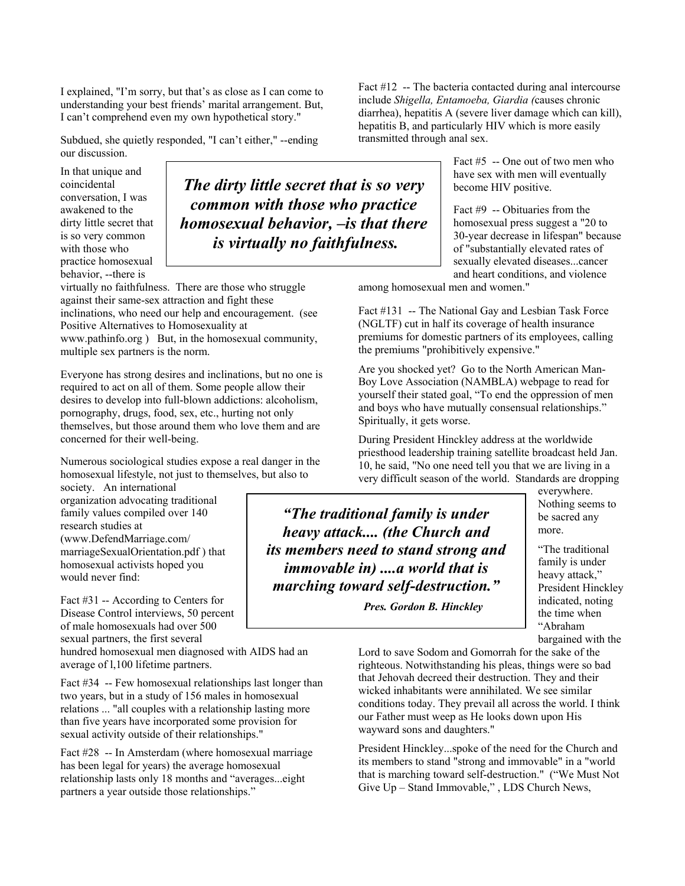I explained, "I'm sorry, but that's as close as I can come to understanding your best friends' marital arrangement. But, I can't comprehend even my own hypothetical story."

Subdued, she quietly responded, "I can't either," --ending our discussion.

In that unique and coincidental conversation, I was awakened to the dirty little secret that is so very common with those who practice homosexual behavior, --there is virtually no faithfulness. There are those who struggle against their same-sex attraction and fight these inclinations, who need our help and encouragement. (see Positive Alternatives to Homosexuality at www.pathinfo.org ) But, in the homosexual community, multiple sex partners is the norm.

***The dirty little secret that is so very common with those who practice homosexual behavior, –is that there is virtually no faithfulness.***

Everyone has strong desires and inclinations, but no one is required to act on all of them. Some people allow their desires to develop into full-blown addictions: alcoholism, pornography, drugs, food, sex, etc., hurting not only themselves, but those around them who love them and are concerned for their well-being.

Numerous sociological studies expose a real danger in the homosexual lifestyle, not just to themselves, but also to society. An international organization advocating traditional family values compiled over 140 research studies at (www.DefendMarriage.com/ marriageSexualOrientation.pdf ) that homosexual activists hoped you would never find:

Fact #31 -- According to Centers for Disease Control interviews, 50 percent of male homosexuals had over 500 sexual partners, the first several hundred homosexual men diagnosed with AIDS had an average of l,100 lifetime partners.

Fact #34 -- Few homosexual relationships last longer than two years, but in a study of 156 males in homosexual relations ... "all couples with a relationship lasting more than five years have incorporated some provision for sexual activity outside of their relationships."

Fact #28 -- In Amsterdam (where homosexual marriage has been legal for years) the average homosexual relationship lasts only 18 months and "averages...eight partners a year outside those relationships."

Fact #12 -- The bacteria contacted during anal intercourse include *Shigella, Entamoeba, Giardia (*causes chronic diarrhea), hepatitis A (severe liver damage which can kill), hepatitis B, and particularly HIV which is more easily transmitted through anal sex.

Fact #5 -- One out of two men who have sex with men will eventually become HIV positive.

Fact #9 -- Obituaries from the homosexual press suggest a "20 to 30-year decrease in lifespan" because of "substantially elevated rates of sexually elevated diseases...cancer and heart conditions, and violence among homosexual men and women."

Fact #131 -- The National Gay and Lesbian Task Force (NGLTF) cut in half its coverage of health insurance premiums for domestic partners of its employees, calling the premiums "prohibitively expensive."

Are you shocked yet? Go to the North American Man-Boy Love Association (NAMBLA) webpage to read for yourself their stated goal, "To end the oppression of men and boys who have mutually consensual relationships." Spiritually, it gets worse.

During President Hinckley address at the worldwide priesthood leadership training satellite broadcast held Jan. 10, he said, "No one need tell you that we are living in a very difficult season of the world. Standards are dropping everywhere. Nothing seems to be sacred any more.

***"The traditional family is under heavy attack.... (the Church and its members need to stand strong and immovable in) ....a world that is marching toward self-destruction."***

***Pres. Gordon B. Hinckley***

"The traditional family is under heavy attack," President Hinckley indicated, noting the time when "Abraham bargained with the Lord to save Sodom and Gomorrah for the sake of the righteous. Notwithstanding his pleas, things were so bad that Jehovah decreed their destruction. They and their wicked inhabitants were annihilated. We see similar conditions today. They prevail all across the world. I think our Father must weep as He looks down upon His wayward sons and daughters."

President Hinckley...spoke of the need for the Church and its members to stand "strong and immovable" in a "world that is marching toward self-destruction." ("We Must Not Give Up – Stand Immovable," , LDS Church News,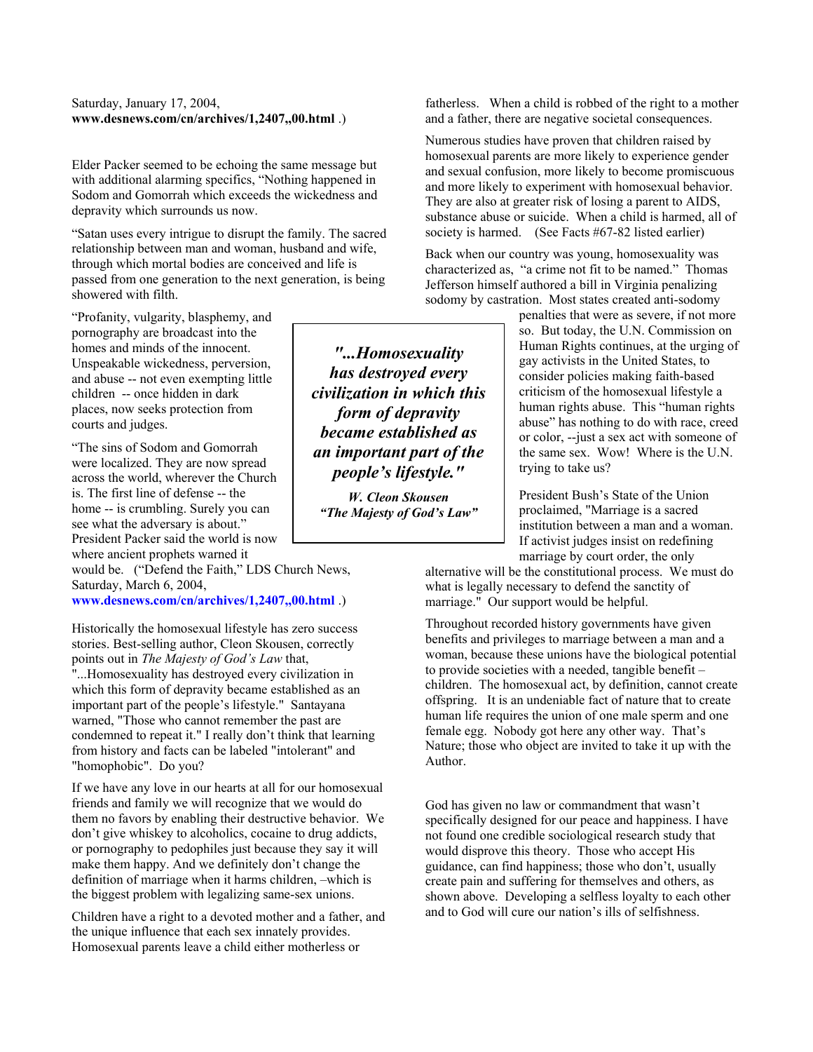Saturday, January 17, 2004, **www.desnews.com/cn/archives/1,2407,,00.html** .)

Elder Packer seemed to be echoing the same message but with additional alarming specifics, "Nothing happened in Sodom and Gomorrah which exceeds the wickedness and depravity which surrounds us now.

"Satan uses every intrigue to disrupt the family. The sacred relationship between man and woman, husband and wife, through which mortal bodies are conceived and life is passed from one generation to the next generation, is being showered with filth.

"Profanity, vulgarity, blasphemy, and pornography are broadcast into the homes and minds of the innocent. Unspeakable wickedness, perversion, and abuse -- not even exempting little children -- once hidden in dark places, now seeks protection from courts and judges.

"The sins of Sodom and Gomorrah were localized. They are now spread across the world, wherever the Church is. The first line of defense -- the home -- is crumbling. Surely you can see what the adversary is about." President Packer said the world is now where ancient prophets warned it would be. ("Defend the Faith," LDS Church News, Saturday, March 6, 2004, **www.desnews.com/cn/archives/1,2407,,00.html** .)

> ***"...Homosexuality has destroyed every civilization in which this form of depravity became established as an important part of the people's lifestyle."***
>
> ***W. Cleon Skousen***
> ***"The Majesty of God's Law"***

Historically the homosexual lifestyle has zero success stories. Best-selling author, Cleon Skousen, correctly points out in *The Majesty of God's Law* that, "...Homosexuality has destroyed every civilization in which this form of depravity became established as an important part of the people's lifestyle." Santayana warned, "Those who cannot remember the past are condemned to repeat it." I really don't think that learning from history and facts can be labeled "intolerant" and "homophobic". Do you?

If we have any love in our hearts at all for our homosexual friends and family we will recognize that we would do them no favors by enabling their destructive behavior. We don't give whiskey to alcoholics, cocaine to drug addicts, or pornography to pedophiles just because they say it will make them happy. And we definitely don't change the definition of marriage when it harms children, –which is the biggest problem with legalizing same-sex unions.

Children have a right to a devoted mother and a father, and the unique influence that each sex innately provides. Homosexual parents leave a child either motherless or fatherless. When a child is robbed of the right to a mother and a father, there are negative societal consequences.

Numerous studies have proven that children raised by homosexual parents are more likely to experience gender and sexual confusion, more likely to become promiscuous and more likely to experiment with homosexual behavior. They are also at greater risk of losing a parent to AIDS, substance abuse or suicide. When a child is harmed, all of society is harmed. (See Facts #67-82 listed earlier)

Back when our country was young, homosexuality was characterized as, "a crime not fit to be named." Thomas Jefferson himself authored a bill in Virginia penalizing sodomy by castration. Most states created anti-sodomy penalties that were as severe, if not more so. But today, the U.N. Commission on Human Rights continues, at the urging of gay activists in the United States, to consider policies making faith-based criticism of the homosexual lifestyle a human rights abuse. This "human rights abuse" has nothing to do with race, creed or color, --just a sex act with someone of the same sex. Wow! Where is the U.N. trying to take us?

President Bush's State of the Union proclaimed, "Marriage is a sacred institution between a man and a woman. If activist judges insist on redefining marriage by court order, the only alternative will be the constitutional process. We must do what is legally necessary to defend the sanctity of marriage." Our support would be helpful.

Throughout recorded history governments have given benefits and privileges to marriage between a man and a woman, because these unions have the biological potential to provide societies with a needed, tangible benefit – children. The homosexual act, by definition, cannot create offspring. It is an undeniable fact of nature that to create human life requires the union of one male sperm and one female egg. Nobody got here any other way. That's Nature; those who object are invited to take it up with the Author.

God has given no law or commandment that wasn't specifically designed for our peace and happiness. I have not found one credible sociological research study that would disprove this theory. Those who accept His guidance, can find happiness; those who don't, usually create pain and suffering for themselves and others, as shown above. Developing a selfless loyalty to each other and to God will cure our nation's ills of selfishness.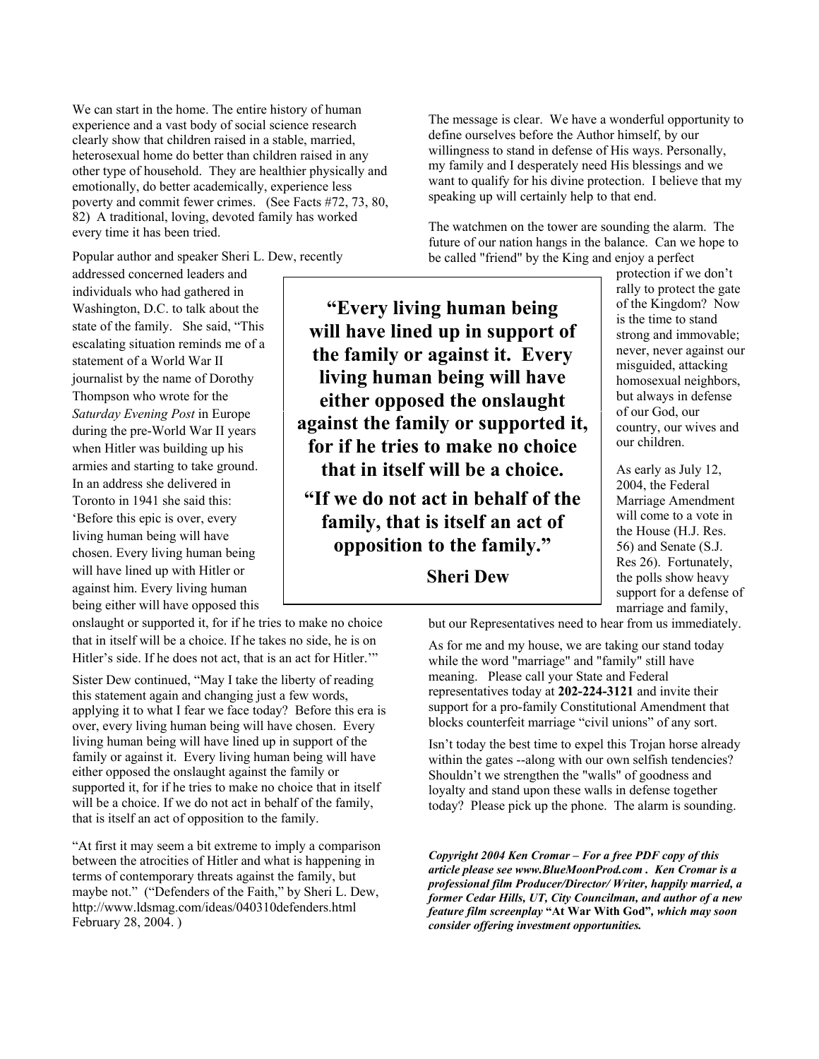We can start in the home. The entire history of human experience and a vast body of social science research clearly show that children raised in a stable, married, heterosexual home do better than children raised in any other type of household. They are healthier physically and emotionally, do better academically, experience less poverty and commit fewer crimes. (See Facts #72, 73, 80, 82) A traditional, loving, devoted family has worked every time it has been tried.

Popular author and speaker Sheri L. Dew, recently addressed concerned leaders and individuals who had gathered in Washington, D.C. to talk about the state of the family. She said, "This escalating situation reminds me of a statement of a World War II journalist by the name of Dorothy Thompson who wrote for the *Saturday Evening Post* in Europe during the pre-World War II years when Hitler was building up his armies and starting to take ground. In an address she delivered in Toronto in 1941 she said this: 'Before this epic is over, every living human being will have chosen. Every living human being will have lined up with Hitler or against him. Every living human being either will have opposed this onslaught or supported it, for if he tries to make no choice that in itself will be a choice. If he takes no side, he is on Hitler's side. If he does not act, that is an act for Hitler.'"

Sister Dew continued, "May I take the liberty of reading this statement again and changing just a few words, applying it to what I fear we face today? Before this era is over, every living human being will have chosen. Every living human being will have lined up in support of the family or against it. Every living human being will have either opposed the onslaught against the family or supported it, for if he tries to make no choice that in itself will be a choice. If we do not act in behalf of the family, that is itself an act of opposition to the family.

"At first it may seem a bit extreme to imply a comparison between the atrocities of Hitler and what is happening in terms of contemporary threats against the family, but maybe not." ("Defenders of the Faith," by Sheri L. Dew, http://www.ldsmag.com/ideas/040310defenders.html February 28, 2004. )

> **"Every living human being will have lined up in support of the family or against it. Every living human being will have either opposed the onslaught against the family or supported it, for if he tries to make no choice that in itself will be a choice.**
>
> **"If we do not act in behalf of the family, that is itself an act of opposition to the family."**
>
> **Sheri Dew**

The message is clear. We have a wonderful opportunity to define ourselves before the Author himself, by our willingness to stand in defense of His ways. Personally, my family and I desperately need His blessings and we want to qualify for his divine protection. I believe that my speaking up will certainly help to that end.

The watchmen on the tower are sounding the alarm. The future of our nation hangs in the balance. Can we hope to be called "friend" by the King and enjoy a perfect protection if we don't rally to protect the gate of the Kingdom? Now is the time to stand strong and immovable; never, never against our misguided, attacking homosexual neighbors, but always in defense of our God, our country, our wives and our children.

As early as July 12, 2004, the Federal Marriage Amendment will come to a vote in the House (H.J. Res. 56) and Senate (S.J. Res 26). Fortunately, the polls show heavy support for a defense of marriage and family, but our Representatives need to hear from us immediately.

As for me and my house, we are taking our stand today while the word "marriage" and "family" still have meaning. Please call your State and Federal representatives today at **202-224-3121** and invite their support for a pro-family Constitutional Amendment that blocks counterfeit marriage "civil unions" of any sort.

Isn't today the best time to expel this Trojan horse already within the gates --along with our own selfish tendencies? Shouldn't we strengthen the "walls" of goodness and loyalty and stand upon these walls in defense together today? Please pick up the phone. The alarm is sounding.

***Copyright 2004 Ken Cromar – For a free PDF copy of this article please see www.BlueMoonProd.com . Ken Cromar is a professional film Producer/Director/ Writer, happily married, a former Cedar Hills, UT, City Councilman, and author of a new feature film screenplay* "At War With God"*, which may soon consider offering investment opportunities.***